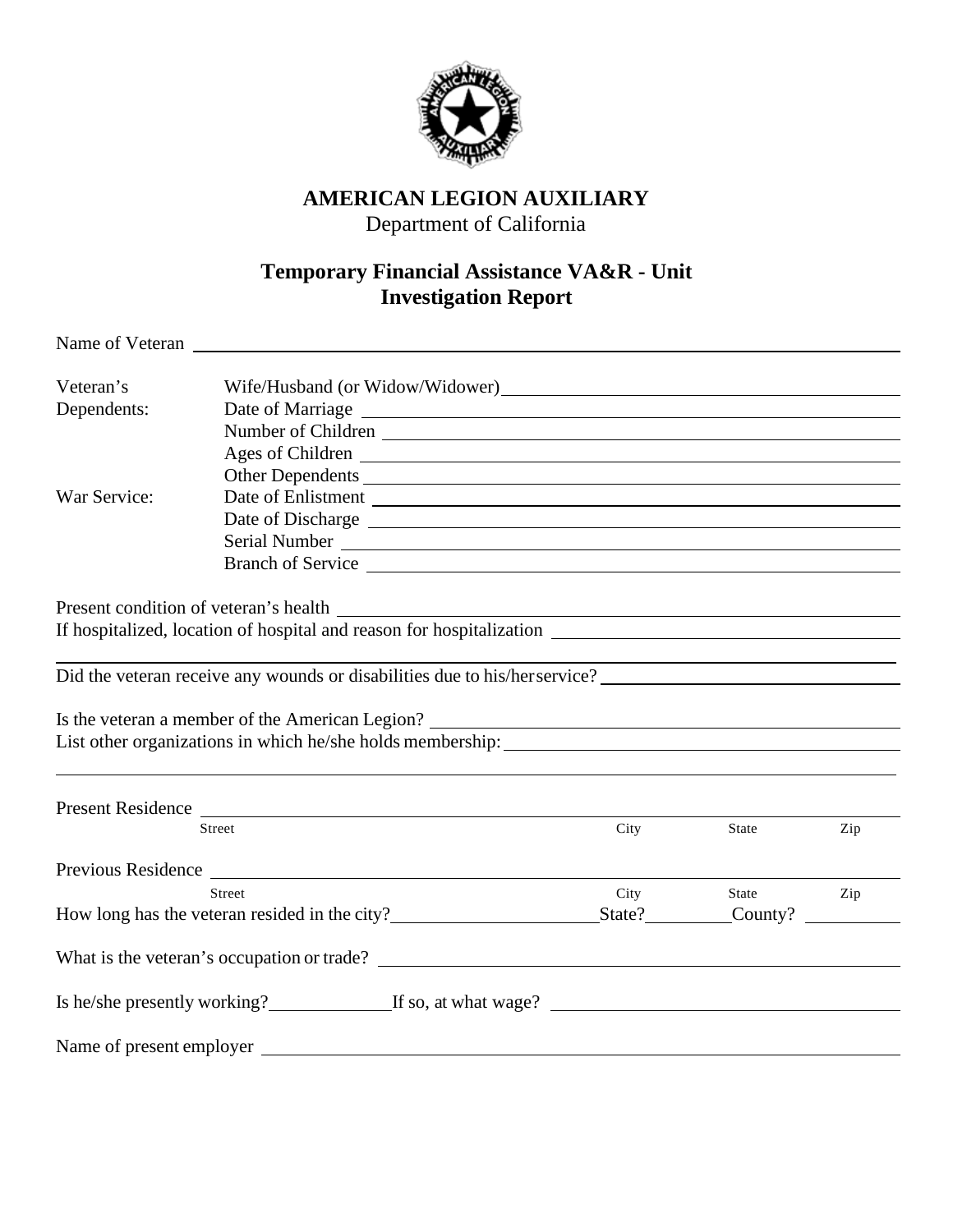**AMERICAN LEGION AUXILIARY**

Department of California

## Temporary Financial Assistance VA&R - Unit Investigation Report

Name of Veteran ____________________

Veteran's Dependents:
- Wife/Husband (or Widow/Widower) ____________________
- Date of Marriage ____________________
- Number of Children ____________________
- Ages of Children ____________________
- Other Dependents ____________________

War Service:
- Date of Enlistment ____________________
- Date of Discharge ____________________
- Serial Number ____________________
- Branch of Service ____________________

Present condition of veteran's health ____________________

If hospitalized, location of hospital and reason for hospitalization ____________________

____________________

Did the veteran receive any wounds or disabilities due to his/her service? ____________________

Is the veteran a member of the American Legion? ____________________

List other organizations in which he/she holds membership: ____________________

____________________

Present Residence ____________________
Street City State Zip

Previous Residence ____________________
Street City State Zip

How long has the veteran resided in the city? __________ State? __________ County? __________

What is the veteran's occupation or trade? ____________________

Is he/she presently working? __________ If so, at what wage? ____________________

Name of present employer ____________________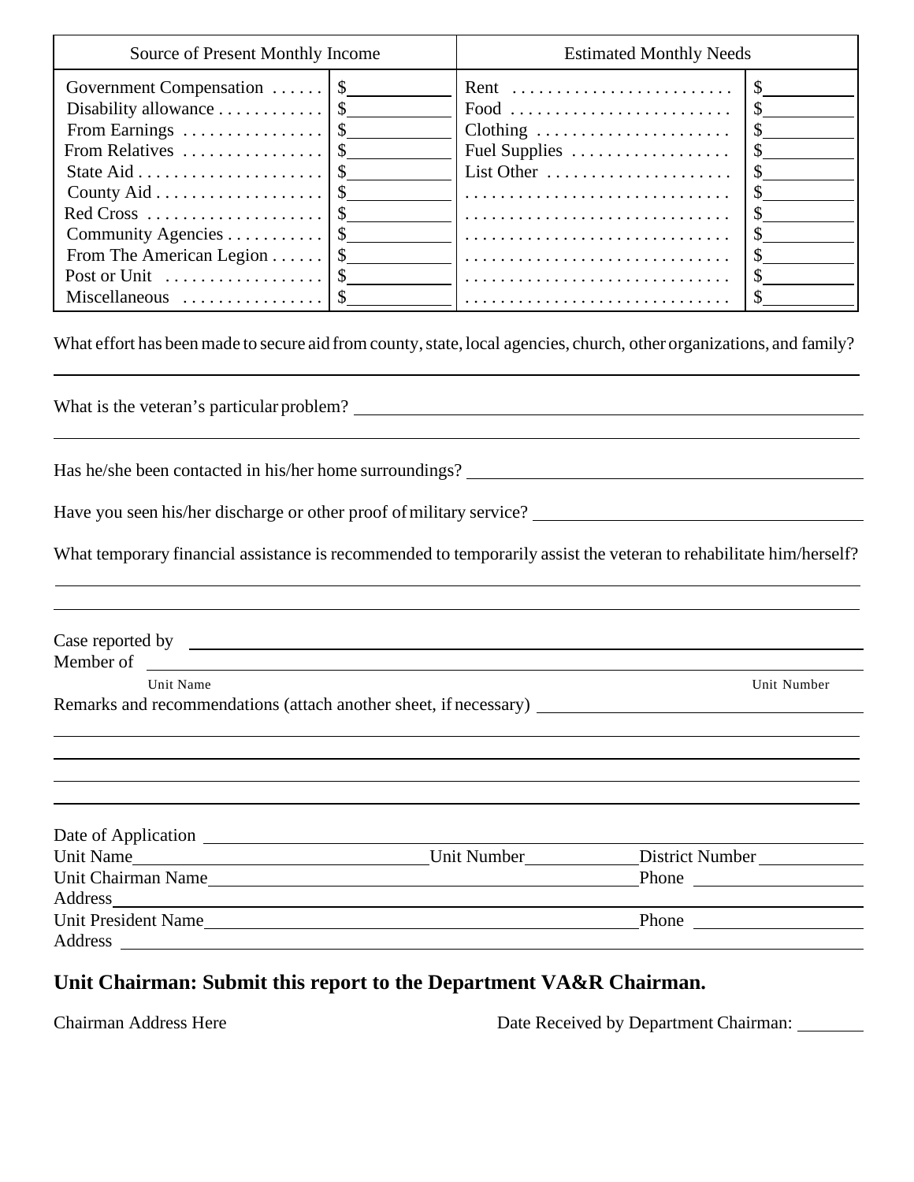| Source of Present Monthly Income | | Estimated Monthly Needs | |
|---|---|---|---|
| Government Compensation | $ | Rent | $ |
| Disability allowance | $ | Food | $ |
| From Earnings | $ | Clothing | $ |
| From Relatives | $ | Fuel Supplies | $ |
| State Aid | $ | List Other | $ |
| County Aid | $ | | $ |
| Red Cross | $ | | $ |
| Community Agencies | $ | | $ |
| From The American Legion | $ | | $ |
| Post or Unit | $ | | $ |
| Miscellaneous | $ | | $ |

What effort has been made to secure aid from county, state, local agencies, church, other organizations, and family?

What is the veteran's particular problem?

Has he/she been contacted in his/her home surroundings?

Have you seen his/her discharge or other proof of military service?

What temporary financial assistance is recommended to temporarily assist the veteran to rehabilitate him/herself?

Case reported by

Member of

Unit Name Unit Number

Remarks and recommendations (attach another sheet, if necessary)

Date of Application

Unit Name Unit Number District Number

Unit Chairman Name Phone

Address

Unit President Name Phone

Address

**Unit Chairman: Submit this report to the Department VA&R Chairman.**

Chairman Address Here

Date Received by Department Chairman: